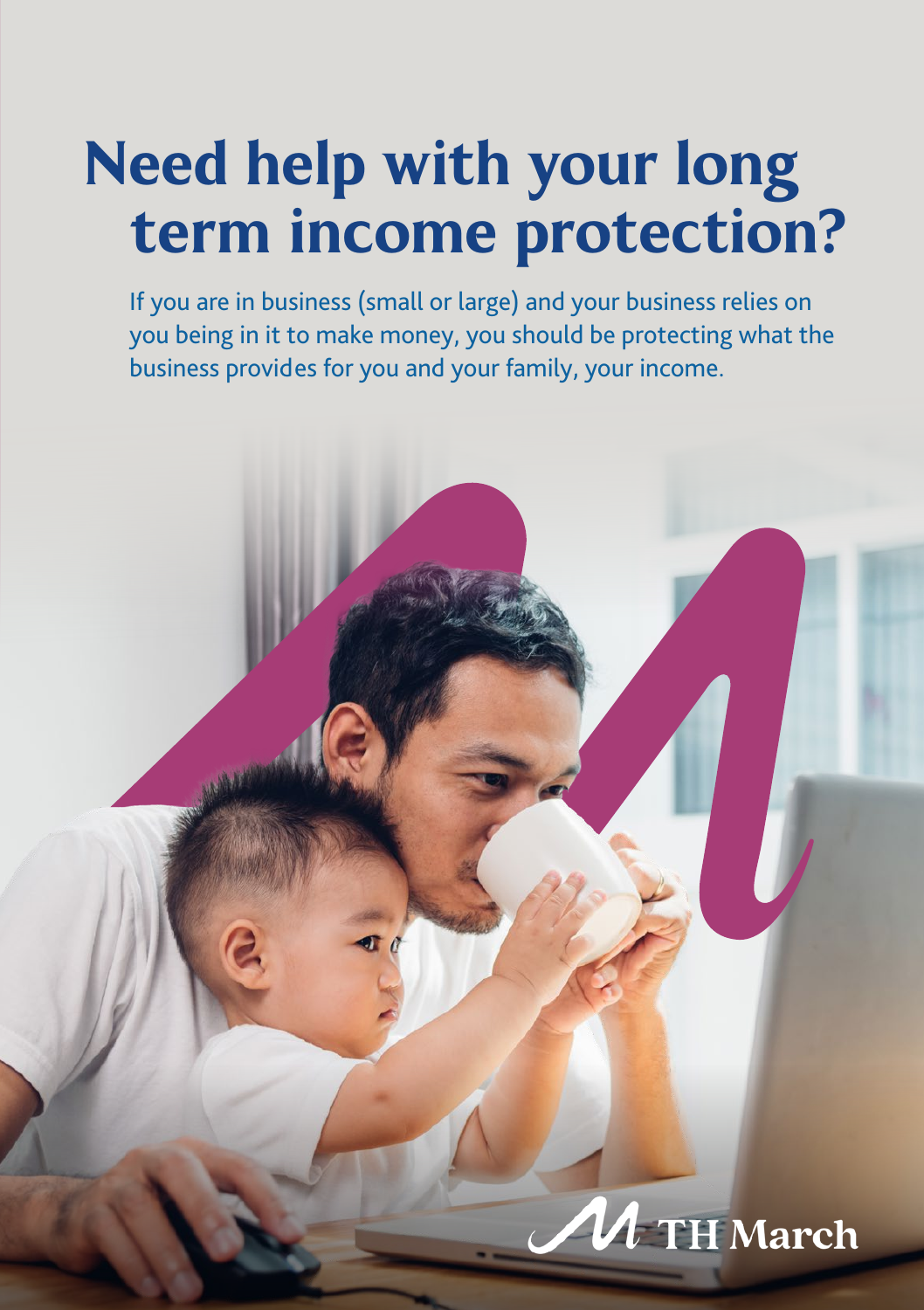# Need help with your long term income protection?

If you are in business (small or large) and your business relies on you being in it to make money, you should be protecting what the business provides for you and your family, your income.

TH March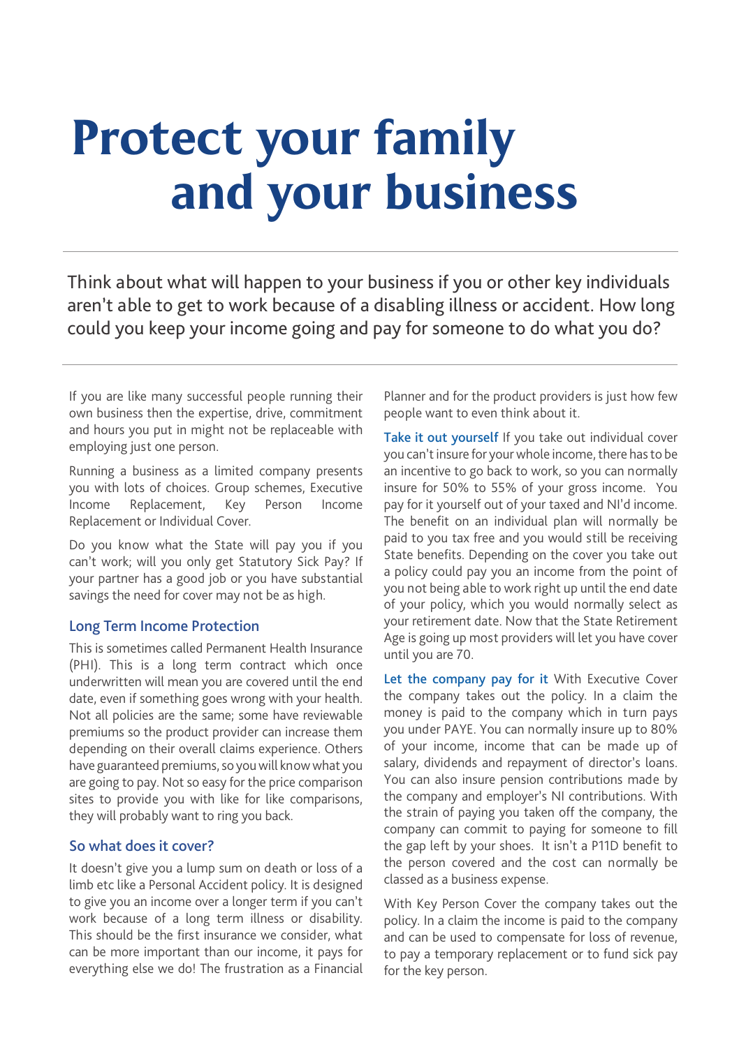# Protect your family and your business

Think about what will happen to your business if you or other key individuals aren't able to get to work because of a disabling illness or accident. How long could you keep your income going and pay for someone to do what you do?

If you are like many successful people running their own business then the expertise, drive, commitment and hours you put in might not be replaceable with employing just one person.

Running a business as a limited company presents you with lots of choices. Group schemes, Executive Income Replacement, Key Person Income Replacement or Individual Cover.

Do you know what the State will pay you if you can't work; will you only get Statutory Sick Pay? If your partner has a good job or you have substantial savings the need for cover may not be as high.

## Long Term Income Protection

This is sometimes called Permanent Health Insurance (PHI). This is a long term contract which once underwritten will mean you are covered until the end date, even if something goes wrong with your health. Not all policies are the same; some have reviewable premiums so the product provider can increase them depending on their overall claims experience. Others have guaranteed premiums, so you will know what you are going to pay. Not so easy for the price comparison sites to provide you with like for like comparisons, they will probably want to ring you back.

## So what does it cover?

It doesn't give you a lump sum on death or loss of a limb etc like a Personal Accident policy. It is designed to give you an income over a longer term if you can't work because of a long term illness or disability. This should be the first insurance we consider, what can be more important than our income, it pays for everything else we do! The frustration as a Financial Planner and for the product providers is just how few people want to even think about it.

**Take it out yourself** If you take out individual cover you can't insure for your whole income, there has to be an incentive to go back to work, so you can normally insure for 50% to 55% of your gross income. You pay for it yourself out of your taxed and NI'd income. The benefit on an individual plan will normally be paid to you tax free and you would still be receiving State benefits. Depending on the cover you take out a policy could pay you an income from the point of you not being able to work right up until the end date of your policy, which you would normally select as your retirement date. Now that the State Retirement Age is going up most providers will let you have cover until you are 70.

**Let the company pay for it** With Executive Cover the company takes out the policy. In a claim the money is paid to the company which in turn pays you under PAYE. You can normally insure up to 80% of your income, income that can be made up of salary, dividends and repayment of director's loans. You can also insure pension contributions made by the company and employer's NI contributions. With the strain of paying you taken off the company, the company can commit to paying for someone to fill the gap left by your shoes. It isn't a P11D benefit to the person covered and the cost can normally be classed as a business expense.

With Key Person Cover the company takes out the policy. In a claim the income is paid to the company and can be used to compensate for loss of revenue, to pay a temporary replacement or to fund sick pay for the key person.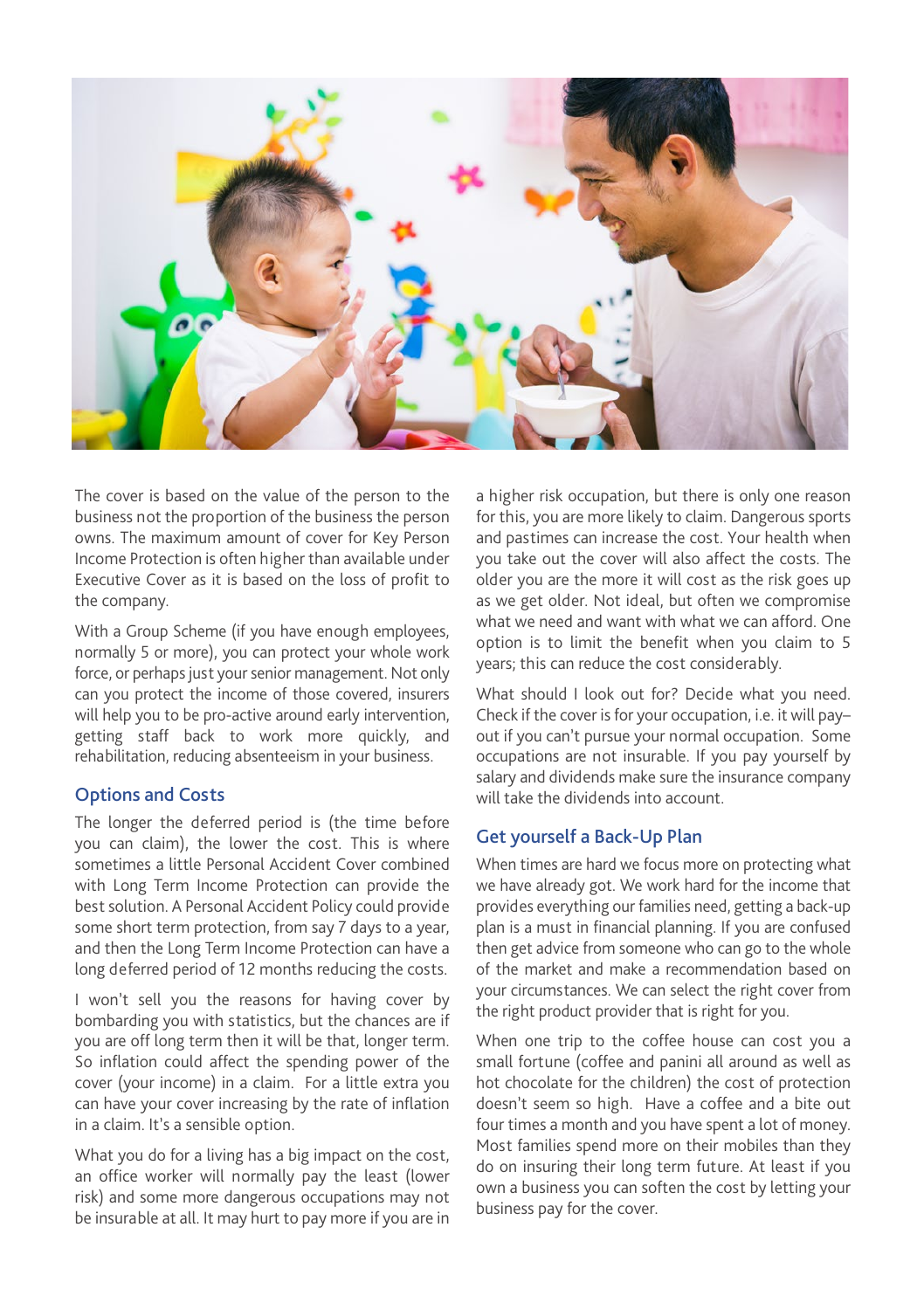The cover is based on the value of the person to the business not the proportion of the business the person owns. The maximum amount of cover for Key Person Income Protection is often higher than available under Executive Cover as it is based on the loss of profit to the company.

With a Group Scheme (if you have enough employees, normally 5 or more), you can protect your whole work force, or perhaps just your senior management. Not only can you protect the income of those covered, insurers will help you to be pro-active around early intervention, getting staff back to work more quickly, and rehabilitation, reducing absenteeism in your business.

## Options and Costs

The longer the deferred period is (the time before you can claim), the lower the cost. This is where sometimes a little Personal Accident Cover combined with Long Term Income Protection can provide the best solution. A Personal Accident Policy could provide some short term protection, from say 7 days to a year, and then the Long Term Income Protection can have a long deferred period of 12 months reducing the costs.

I won't sell you the reasons for having cover by bombarding you with statistics, but the chances are if you are off long term then it will be that, longer term. So inflation could affect the spending power of the cover (your income) in a claim. For a little extra you can have your cover increasing by the rate of inflation in a claim. It's a sensible option.

What you do for a living has a big impact on the cost, an office worker will normally pay the least (lower risk) and some more dangerous occupations may not be insurable at all. It may hurt to pay more if you are in a higher risk occupation, but there is only one reason for this, you are more likely to claim. Dangerous sports and pastimes can increase the cost. Your health when you take out the cover will also affect the costs. The older you are the more it will cost as the risk goes up as we get older. Not ideal, but often we compromise what we need and want with what we can afford. One option is to limit the benefit when you claim to 5 years; this can reduce the cost considerably.

What should I look out for? Decide what you need. Check if the cover is for your occupation, i.e. it will pay– out if you can't pursue your normal occupation. Some occupations are not insurable. If you pay yourself by salary and dividends make sure the insurance company will take the dividends into account.

## Get yourself a Back-Up Plan

When times are hard we focus more on protecting what we have already got. We work hard for the income that provides everything our families need, getting a back-up plan is a must in financial planning. If you are confused then get advice from someone who can go to the whole of the market and make a recommendation based on your circumstances. We can select the right cover from the right product provider that is right for you.

When one trip to the coffee house can cost you a small fortune (coffee and panini all around as well as hot chocolate for the children) the cost of protection doesn't seem so high. Have a coffee and a bite out four times a month and you have spent a lot of money. Most families spend more on their mobiles than they do on insuring their long term future. At least if you own a business you can soften the cost by letting your business pay for the cover.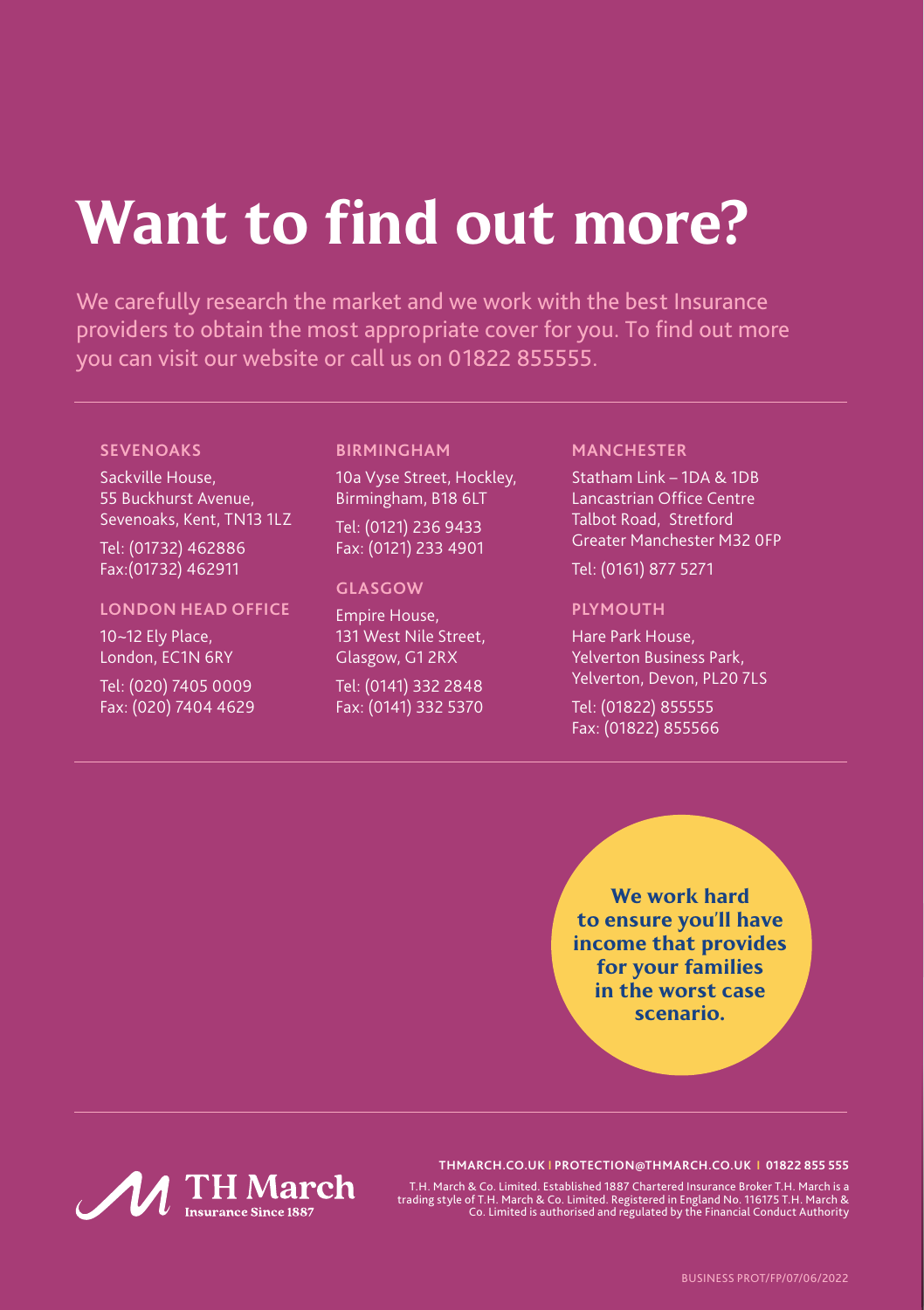# Want to find out more?

We carefully research the market and we work with the best Insurance providers to obtain the most appropriate cover for you. To find out more you can visit our website or call us on 01822 855555.

### SEVENOAKS

Sackville House,
55 Buckhurst Avenue,
Sevenoaks, Kent, TN13 1LZ

Tel: (01732) 462886
Fax:(01732) 462911

### LONDON HEAD OFFICE

10–12 Ely Place,
London, EC1N 6RY

Tel: (020) 7405 0009
Fax: (020) 7404 4629

### BIRMINGHAM

10a Vyse Street, Hockley,
Birmingham, B18 6LT

Tel: (0121) 236 9433
Fax: (0121) 233 4901

### GLASGOW

Empire House,
131 West Nile Street,
Glasgow, G1 2RX

Tel: (0141) 332 2848
Fax: (0141) 332 5370

### MANCHESTER

Statham Link – 1DA & 1DB
Lancastrian Office Centre
Talbot Road, Stretford
Greater Manchester M32 0FP

Tel: (0161) 877 5271

### PLYMOUTH

Hare Park House,
Yelverton Business Park,
Yelverton, Devon, PL20 7LS

Tel: (01822) 855555
Fax: (01822) 855566

**We work hard to ensure you'll have income that provides for your families in the worst case scenario.**

TH March
Insurance Since 1887

**THMARCH.CO.UK | PROTECTION@THMARCH.CO.UK | 01822 855 555**

T.H. March & Co. Limited. Established 1887 Chartered Insurance Broker T.H. March is a trading style of T.H. March & Co. Limited. Registered in England No. 116175 T.H. March & Co. Limited is authorised and regulated by the Financial Conduct Authority

BUSINESS PROT/FP/07/06/2022